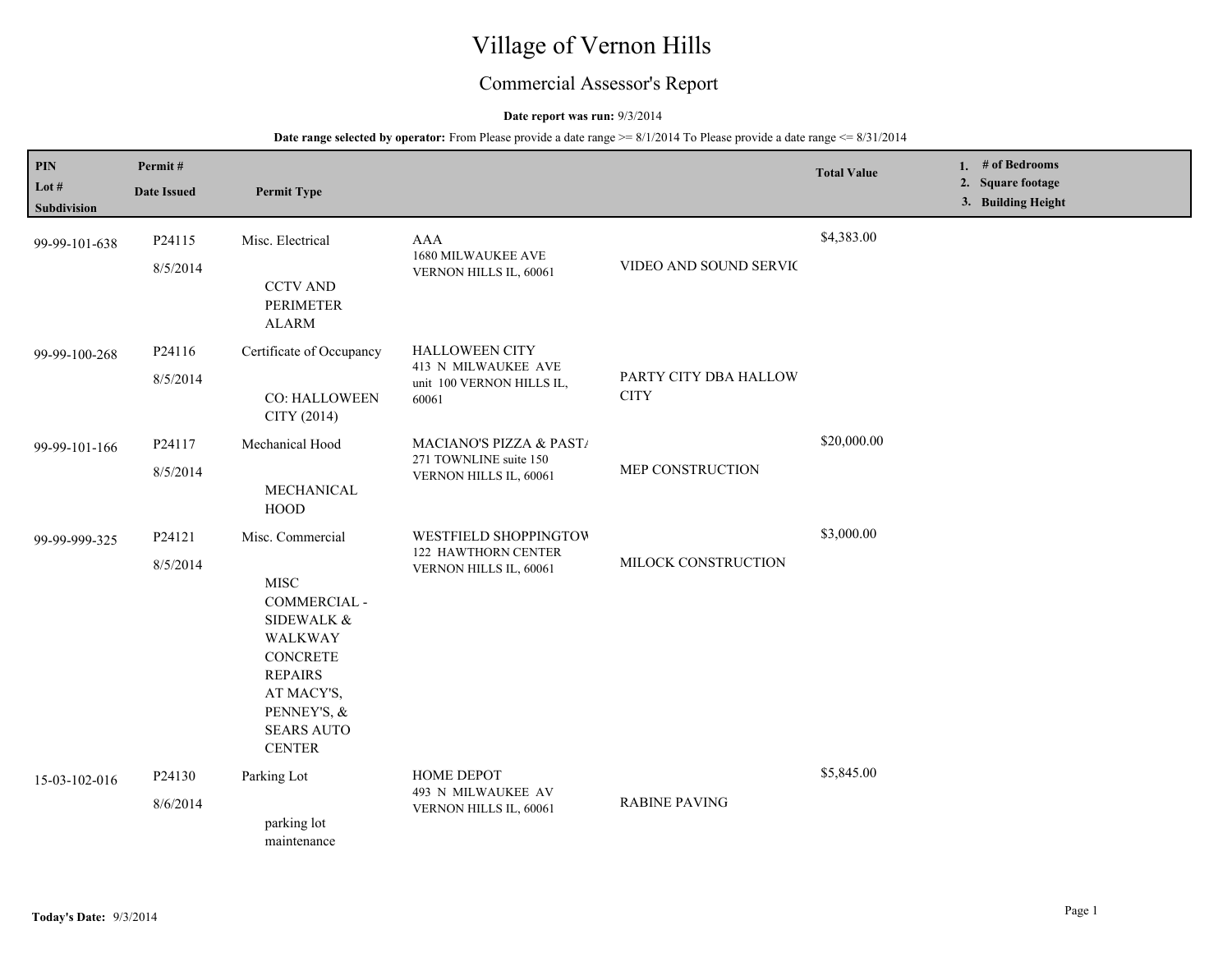# Village of Vernon Hills

## Commercial Assessor's Report

**Date report was run:** 9/3/2014

**Date range selected by operator:** From Please provide a date range >= 8/1/2014 To Please provide a date range <= 8/31/2014

| PIN / Lot # / Subdivision | Permit # / Date Issued | Permit Type | | | Total Value | 1. # of Bedrooms 2. Square footage 3. Building Height |
|---|---|---|---|---|---|---|
| 99-99-101-638 | P24115 8/5/2014 | Misc. Electrical CCTV AND PERIMETER ALARM | AAA 1680 MILWAUKEE AVE VERNON HILLS IL, 60061 | VIDEO AND SOUND SERVIC | $4,383.00 | |
| 99-99-100-268 | P24116 8/5/2014 | Certificate of Occupancy CO: HALLOWEEN CITY (2014) | HALLOWEEN CITY 413 N MILWAUKEE AVE unit 100 VERNON HILLS IL, 60061 | PARTY CITY DBA HALLOW CITY | | |
| 99-99-101-166 | P24117 8/5/2014 | Mechanical Hood MECHANICAL HOOD | MACIANO'S PIZZA & PASTA 271 TOWNLINE suite 150 VERNON HILLS IL, 60061 | MEP CONSTRUCTION | $20,000.00 | |
| 99-99-999-325 | P24121 8/5/2014 | Misc. Commercial MISC COMMERCIAL - SIDEWALK & WALKWAY CONCRETE REPAIRS AT MACY'S, PENNEY'S, & SEARS AUTO CENTER | WESTFIELD SHOPPINGTOW 122 HAWTHORN CENTER VERNON HILLS IL, 60061 | MILOCK CONSTRUCTION | $3,000.00 | |
| 15-03-102-016 | P24130 8/6/2014 | Parking Lot parking lot maintenance | HOME DEPOT 493 N MILWAUKEE AV VERNON HILLS IL, 60061 | RABINE PAVING | $5,845.00 | |

**Today's Date:** 9/3/2014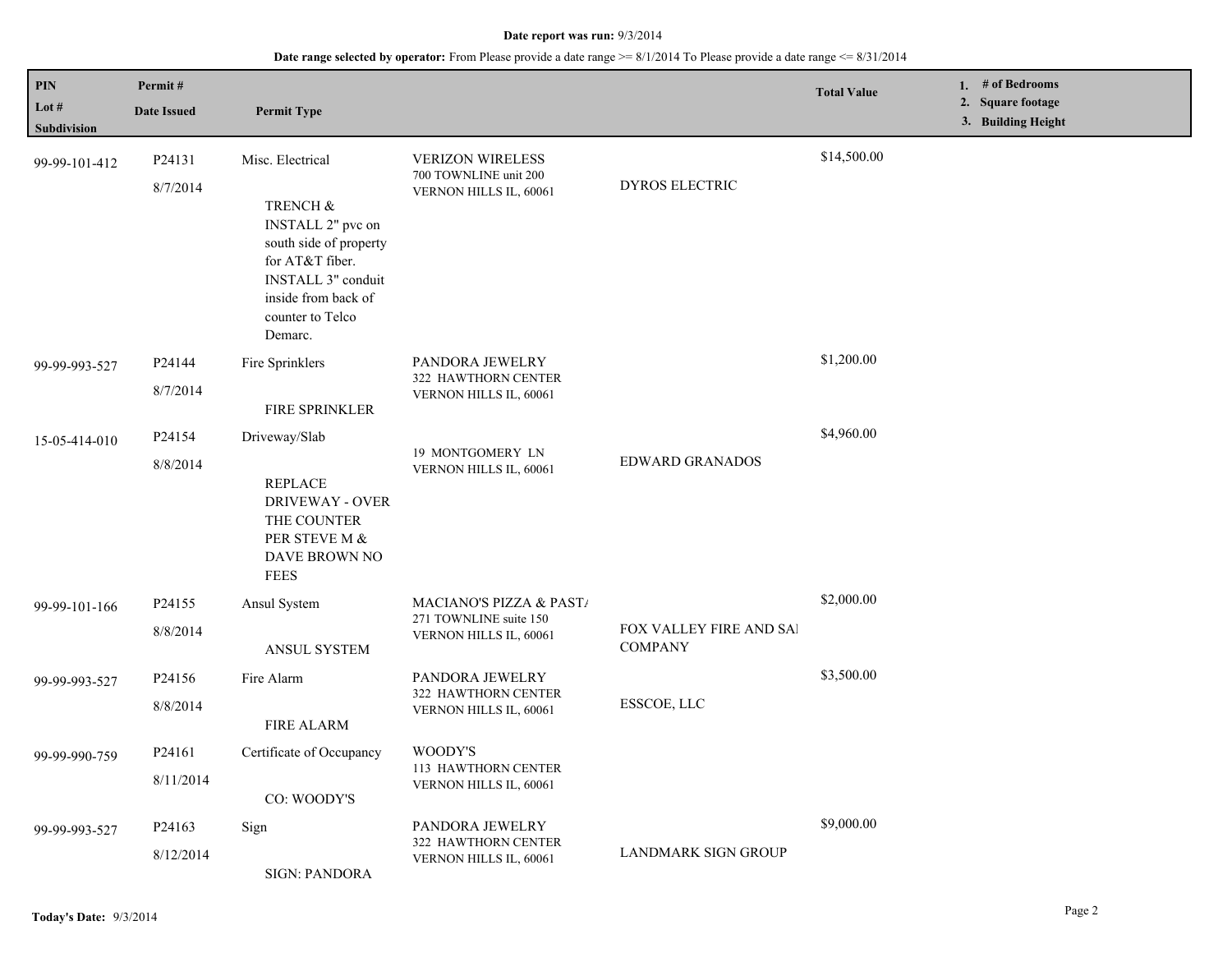**Date report was run:** 9/3/2014

**Date range selected by operator:** From Please provide a date range >= 8/1/2014 To Please provide a date range <= 8/31/2014

| PIN / Lot # / Subdivision | Permit # / Date Issued | Permit Type | | | Total Value | 1. # of Bedrooms 2. Square footage 3. Building Height |
|---|---|---|---|---|---|---|
| 99-99-101-412 | P24131 8/7/2014 | Misc. Electrical<br>TRENCH & INSTALL 2" pvc on south side of property for AT&T fiber. INSTALL 3" conduit inside from back of counter to Telco Demarc. | VERIZON WIRELESS 700 TOWNLINE unit 200 VERNON HILLS IL, 60061 | DYROS ELECTRIC | $14,500.00 | |
| 99-99-993-527 | P24144 8/7/2014 | Fire Sprinklers<br>FIRE SPRINKLER | PANDORA JEWELRY 322 HAWTHORN CENTER VERNON HILLS IL, 60061 | | $1,200.00 | |
| 15-05-414-010 | P24154 8/8/2014 | Driveway/Slab<br>REPLACE DRIVEWAY - OVER THE COUNTER PER STEVE M & DAVE BROWN NO FEES | 19 MONTGOMERY LN VERNON HILLS IL, 60061 | EDWARD GRANADOS | $4,960.00 | |
| 99-99-101-166 | P24155 8/8/2014 | Ansul System<br>ANSUL SYSTEM | MACIANO'S PIZZA & PAST/ 271 TOWNLINE suite 150 VERNON HILLS IL, 60061 | FOX VALLEY FIRE AND SAI COMPANY | $2,000.00 | |
| 99-99-993-527 | P24156 8/8/2014 | Fire Alarm<br>FIRE ALARM | PANDORA JEWELRY 322 HAWTHORN CENTER VERNON HILLS IL, 60061 | ESSCOE, LLC | $3,500.00 | |
| 99-99-990-759 | P24161 8/11/2014 | Certificate of Occupancy<br>CO: WOODY'S | WOODY'S 113 HAWTHORN CENTER VERNON HILLS IL, 60061 | | | |
| 99-99-993-527 | P24163 8/12/2014 | Sign<br>SIGN: PANDORA | PANDORA JEWELRY 322 HAWTHORN CENTER VERNON HILLS IL, 60061 | LANDMARK SIGN GROUP | $9,000.00 | |

**Today's Date:** 9/3/2014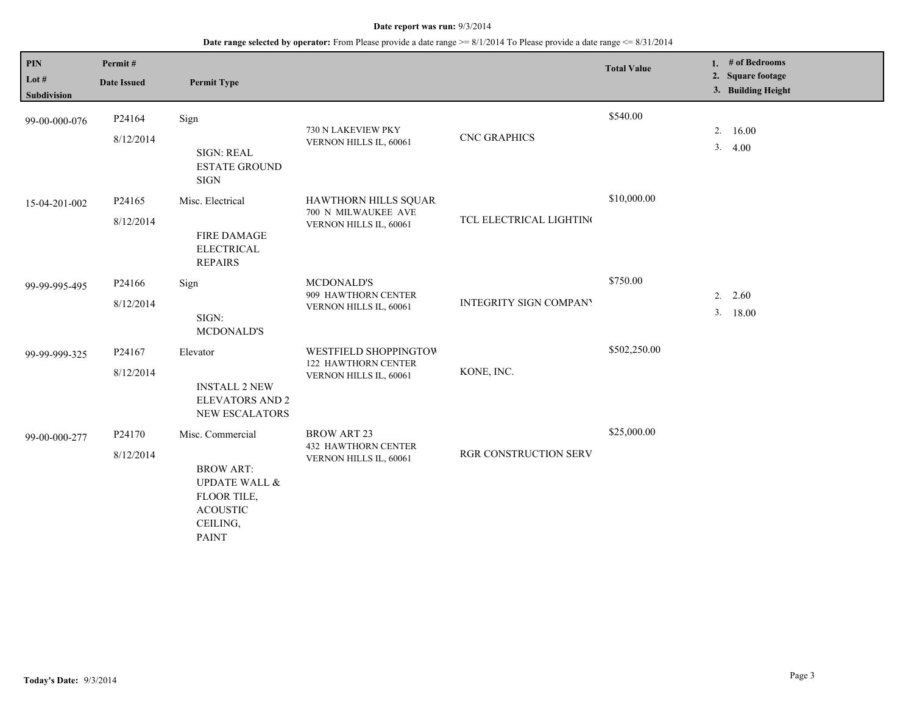**Date report was run:** 9/3/2014

**Date range selected by operator:** From Please provide a date range >= 8/1/2014 To Please provide a date range <= 8/31/2014

| PIN / Lot # / Subdivision | Permit # / Date Issued | Permit Type | | | Total Value | 1. # of Bedrooms 2. Square footage 3. Building Height |
|---|---|---|---|---|---|---|
| 99-00-000-076 | P24164 8/12/2014 | Sign<br>SIGN: REAL ESTATE GROUND SIGN | 730 N LAKEVIEW PKY VERNON HILLS IL, 60061 | CNC GRAPHICS | $540.00 | 2. 16.00<br>3. 4.00 |
| 15-04-201-002 | P24165 8/12/2014 | Misc. Electrical<br>FIRE DAMAGE ELECTRICAL REPAIRS | HAWTHORN HILLS SQUAR 700 N MILWAUKEE AVE VERNON HILLS IL, 60061 | TCL ELECTRICAL LIGHTIN( | $10,000.00 | |
| 99-99-995-495 | P24166 8/12/2014 | Sign<br>SIGN: MCDONALD'S | MCDONALD'S 909 HAWTHORN CENTER VERNON HILLS IL, 60061 | INTEGRITY SIGN COMPANY | $750.00 | 2. 2.60<br>3. 18.00 |
| 99-99-999-325 | P24167 8/12/2014 | Elevator<br>INSTALL 2 NEW ELEVATORS AND 2 NEW ESCALATORS | WESTFIELD SHOPPINGTOW 122 HAWTHORN CENTER VERNON HILLS IL, 60061 | KONE, INC. | $502,250.00 | |
| 99-00-000-277 | P24170 8/12/2014 | Misc. Commercial<br>BROW ART: UPDATE WALL & FLOOR TILE, ACOUSTIC CEILING, PAINT | BROW ART 23 432 HAWTHORN CENTER VERNON HILLS IL, 60061 | RGR CONSTRUCTION SERV | $25,000.00 | |

**Today's Date:** 9/3/2014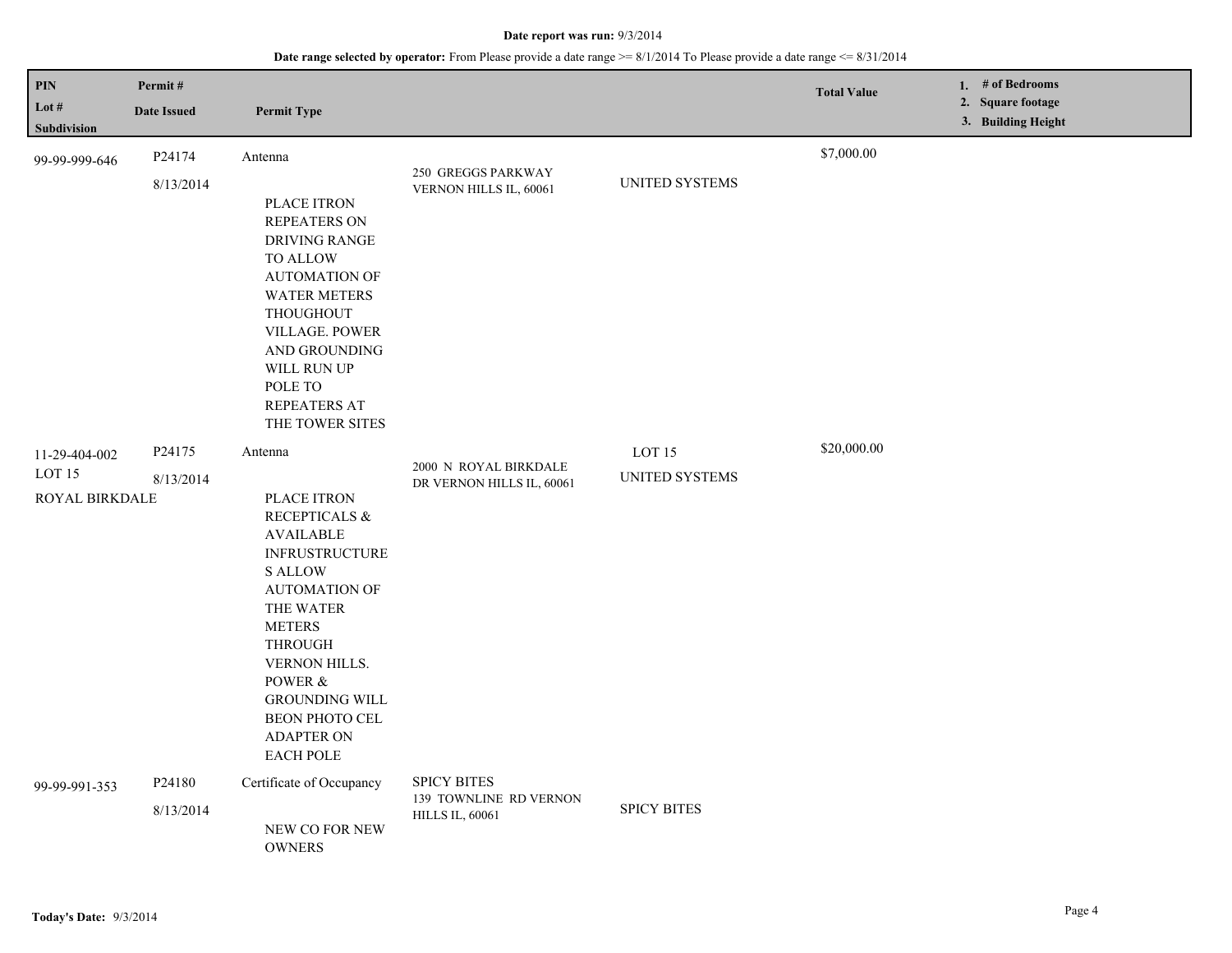**Date report was run:** 9/3/2014

**Date range selected by operator:** From Please provide a date range >= 8/1/2014 To Please provide a date range <= 8/31/2014

| PIN<br>Lot #<br>Subdivision | Permit #<br>Date Issued | Permit Type | | | Total Value | 1. # of Bedrooms<br>2. Square footage<br>3. Building Height |
|---|---|---|---|---|---|---|
| 99-99-999-646 | P24174<br>8/13/2014 | Antenna<br>PLACE ITRON REPEATERS ON DRIVING RANGE TO ALLOW AUTOMATION OF WATER METERS THOUGHOUT VILLAGE. POWER AND GROUNDING WILL RUN UP POLE TO REPEATERS AT THE TOWER SITES | 250 GREGGS PARKWAY VERNON HILLS IL, 60061 | UNITED SYSTEMS | $7,000.00 | |
| 11-29-404-002<br>LOT 15<br>ROYAL BIRKDALE | P24175<br>8/13/2014 | Antenna<br>PLACE ITRON RECEPTICALS & AVAILABLE INFRUSTRUCTURES ALLOW AUTOMATION OF THE WATER METERS THROUGH VERNON HILLS. POWER & GROUNDING WILL BEON PHOTO CEL ADAPTER ON EACH POLE | 2000 N ROYAL BIRKDALE DR VERNON HILLS IL, 60061 | LOT 15<br>UNITED SYSTEMS | $20,000.00 | |
| 99-99-991-353 | P24180<br>8/13/2014 | Certificate of Occupancy<br>NEW CO FOR NEW OWNERS | SPICY BITES<br>139 TOWNLINE RD VERNON HILLS IL, 60061 | SPICY BITES | | |

**Today's Date:** 9/3/2014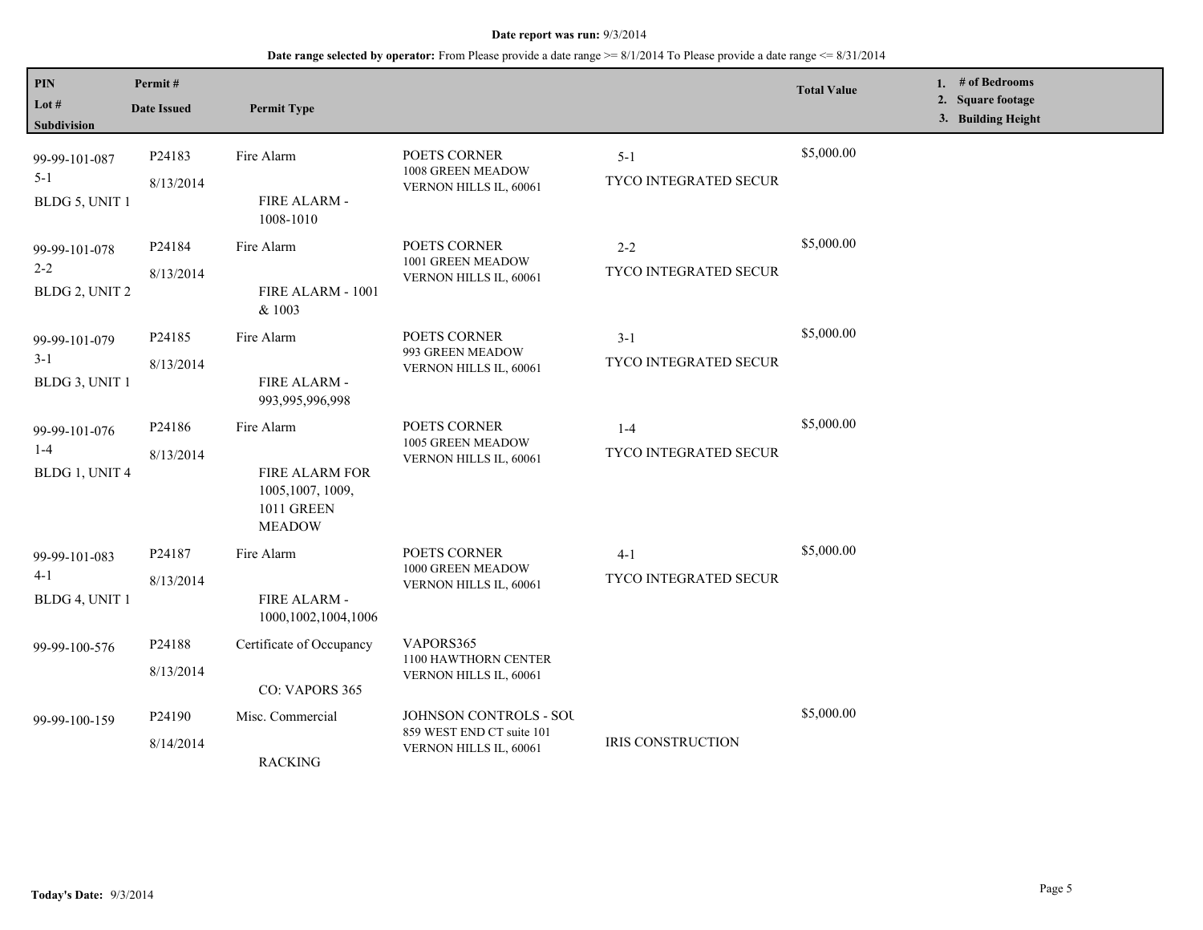**Date report was run:** 9/3/2014

**Date range selected by operator:** From Please provide a date range >= 8/1/2014 To Please provide a date range <= 8/31/2014

| PIN / Lot # / Subdivision | Permit # / Date Issued | Permit Type | | | Total Value | 1. # of Bedrooms 2. Square footage 3. Building Height |
|---|---|---|---|---|---|---|
| 99-99-101-087 5-1 BLDG 5, UNIT 1 | P24183 8/13/2014 | Fire Alarm FIRE ALARM - 1008-1010 | POETS CORNER 1008 GREEN MEADOW VERNON HILLS IL, 60061 | 5-1 TYCO INTEGRATED SECUR | $5,000.00 | |
| 99-99-101-078 2-2 BLDG 2, UNIT 2 | P24184 8/13/2014 | Fire Alarm FIRE ALARM - 1001 & 1003 | POETS CORNER 1001 GREEN MEADOW VERNON HILLS IL, 60061 | 2-2 TYCO INTEGRATED SECUR | $5,000.00 | |
| 99-99-101-079 3-1 BLDG 3, UNIT 1 | P24185 8/13/2014 | Fire Alarm FIRE ALARM - 993,995,996,998 | POETS CORNER 993 GREEN MEADOW VERNON HILLS IL, 60061 | 3-1 TYCO INTEGRATED SECUR | $5,000.00 | |
| 99-99-101-076 1-4 BLDG 1, UNIT 4 | P24186 8/13/2014 | Fire Alarm FIRE ALARM FOR 1005,1007, 1009, 1011 GREEN MEADOW | POETS CORNER 1005 GREEN MEADOW VERNON HILLS IL, 60061 | 1-4 TYCO INTEGRATED SECUR | $5,000.00 | |
| 99-99-101-083 4-1 BLDG 4, UNIT 1 | P24187 8/13/2014 | Fire Alarm FIRE ALARM - 1000,1002,1004,1006 | POETS CORNER 1000 GREEN MEADOW VERNON HILLS IL, 60061 | 4-1 TYCO INTEGRATED SECUR | $5,000.00 | |
| 99-99-100-576 | P24188 8/13/2014 | Certificate of Occupancy CO: VAPORS 365 | VAPORS365 1100 HAWTHORN CENTER VERNON HILLS IL, 60061 | | | |
| 99-99-100-159 | P24190 8/14/2014 | Misc. Commercial RACKING | JOHNSON CONTROLS - SOU 859 WEST END CT suite 101 VERNON HILLS IL, 60061 | IRIS CONSTRUCTION | $5,000.00 | |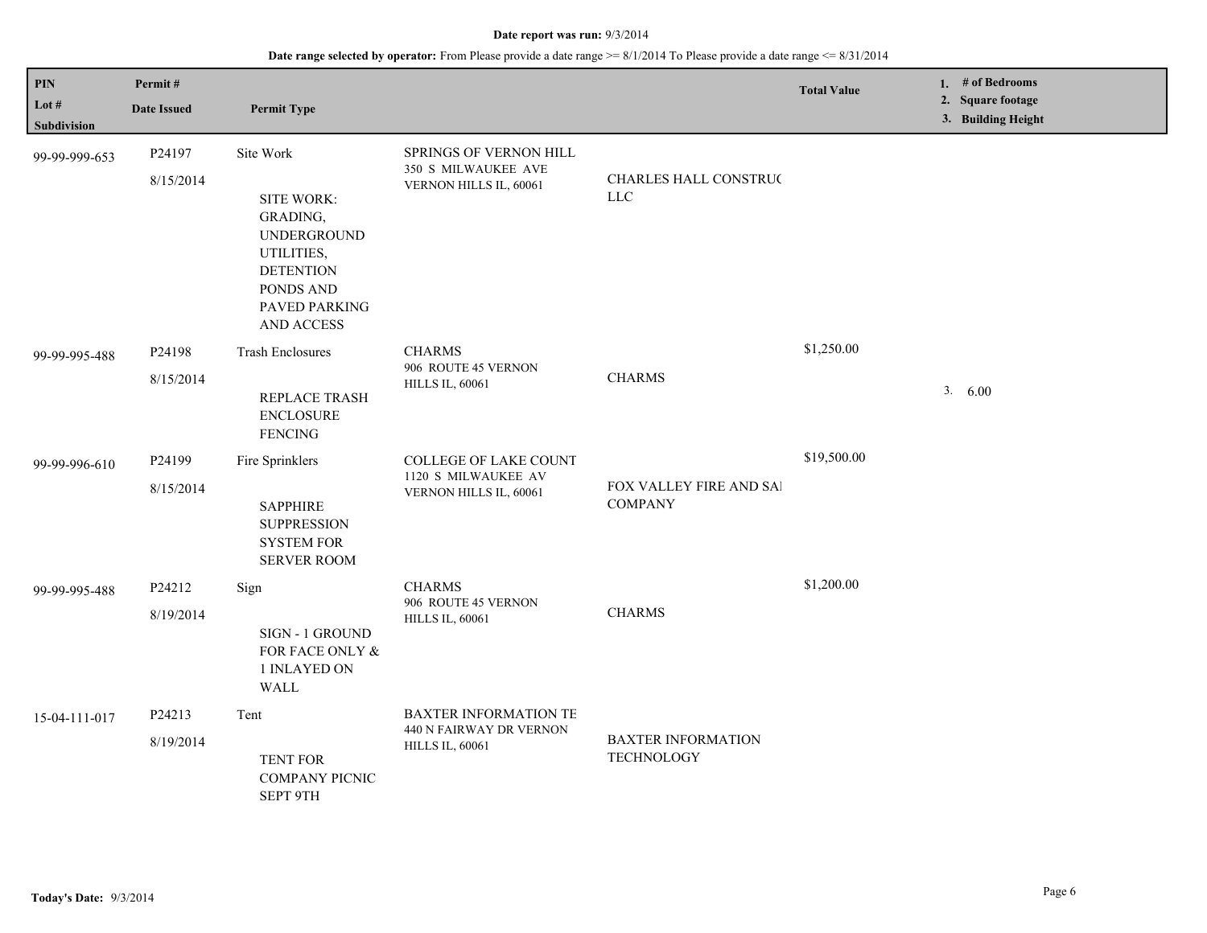**Date report was run:** 9/3/2014

**Date range selected by operator:** From Please provide a date range >= 8/1/2014 To Please provide a date range <= 8/31/2014

| PIN / Lot # / Subdivision | Permit # / Date Issued | Permit Type | | | Total Value | 1. # of Bedrooms 2. Square footage 3. Building Height |
|---|---|---|---|---|---|---|
| 99-99-999-653 | P24197 8/15/2014 | Site Work SITE WORK: GRADING, UNDERGROUND UTILITIES, DETENTION PONDS AND PAVED PARKING AND ACCESS | SPRINGS OF VERNON HILL 350 S MILWAUKEE AVE VERNON HILLS IL, 60061 | CHARLES HALL CONSTRUC LLC | | |
| 99-99-995-488 | P24198 8/15/2014 | Trash Enclosures REPLACE TRASH ENCLOSURE FENCING | CHARMS 906 ROUTE 45 VERNON HILLS IL, 60061 | CHARMS | $1,250.00 | 3. 6.00 |
| 99-99-996-610 | P24199 8/15/2014 | Fire Sprinklers SAPPHIRE SUPPRESSION SYSTEM FOR SERVER ROOM | COLLEGE OF LAKE COUNT 1120 S MILWAUKEE AV VERNON HILLS IL, 60061 | FOX VALLEY FIRE AND SAI COMPANY | $19,500.00 | |
| 99-99-995-488 | P24212 8/19/2014 | Sign SIGN - 1 GROUND FOR FACE ONLY & 1 INLAYED ON WALL | CHARMS 906 ROUTE 45 VERNON HILLS IL, 60061 | CHARMS | $1,200.00 | |
| 15-04-111-017 | P24213 8/19/2014 | Tent TENT FOR COMPANY PICNIC SEPT 9TH | BAXTER INFORMATION TE 440 N FAIRWAY DR VERNON HILLS IL, 60061 | BAXTER INFORMATION TECHNOLOGY | | |

**Today's Date:** 9/3/2014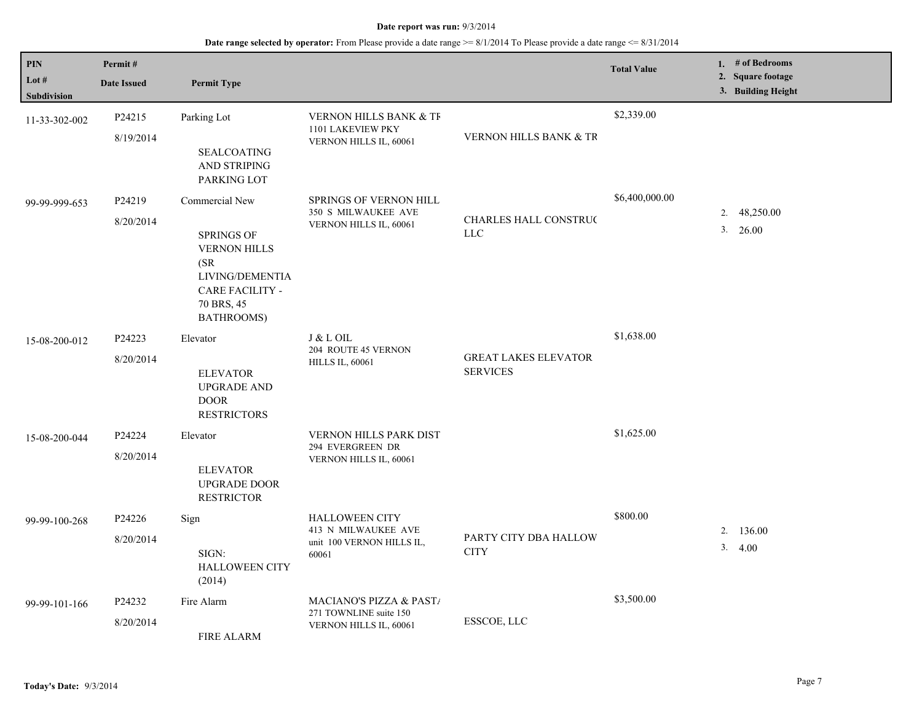**Date report was run:** 9/3/2014

**Date range selected by operator:** From Please provide a date range >= 8/1/2014 To Please provide a date range <= 8/31/2014

| PIN<br>Lot #<br>Subdivision | Permit #<br>Date Issued | Permit Type | | | Total Value | 1. # of Bedrooms<br>2. Square footage<br>3. Building Height |
|---|---|---|---|---|---|---|
| 11-33-302-002 | P24215<br>8/19/2014 | Parking Lot<br><br>SEALCOATING AND STRIPING PARKING LOT | VERNON HILLS BANK & TF<br>1101 LAKEVIEW PKY<br>VERNON HILLS IL, 60061 | VERNON HILLS BANK & TR | $2,339.00 | |
| 99-99-999-653 | P24219<br>8/20/2014 | Commercial New<br><br>SPRINGS OF VERNON HILLS (SR LIVING/DEMENTIA CARE FACILITY - 70 BRS, 45 BATHROOMS) | SPRINGS OF VERNON HILL<br>350 S MILWAUKEE AVE<br>VERNON HILLS IL, 60061 | CHARLES HALL CONSTRUC LLC | $6,400,000.00 | 2. 48,250.00<br>3. 26.00 |
| 15-08-200-012 | P24223<br>8/20/2014 | Elevator<br><br>ELEVATOR UPGRADE AND DOOR RESTRICTORS | J & L OIL<br>204 ROUTE 45 VERNON HILLS IL, 60061 | GREAT LAKES ELEVATOR SERVICES | $1,638.00 | |
| 15-08-200-044 | P24224<br>8/20/2014 | Elevator<br><br>ELEVATOR UPGRADE DOOR RESTRICTOR | VERNON HILLS PARK DIST<br>294 EVERGREEN DR<br>VERNON HILLS IL, 60061 | | $1,625.00 | |
| 99-99-100-268 | P24226<br>8/20/2014 | Sign<br><br>SIGN: HALLOWEEN CITY (2014) | HALLOWEEN CITY<br>413 N MILWAUKEE AVE unit 100 VERNON HILLS IL, 60061 | PARTY CITY DBA HALLOW CITY | $800.00 | 2. 136.00<br>3. 4.00 |
| 99-99-101-166 | P24232<br>8/20/2014 | Fire Alarm<br><br>FIRE ALARM | MACIANO'S PIZZA & PASTA<br>271 TOWNLINE suite 150<br>VERNON HILLS IL, 60061 | ESSCOE, LLC | $3,500.00 | |

**Today's Date:** 9/3/2014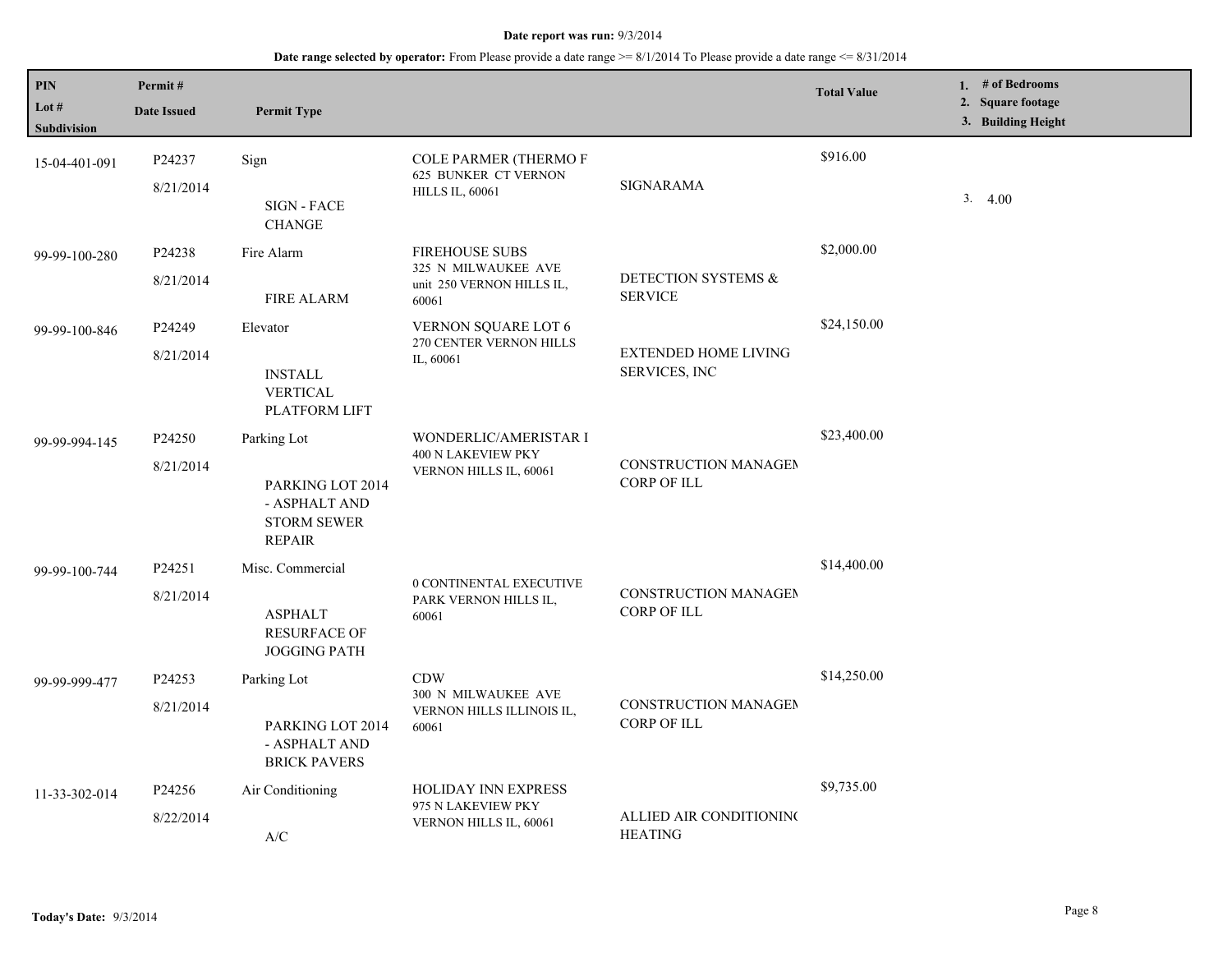**Date report was run:** 9/3/2014

**Date range selected by operator:** From Please provide a date range >= 8/1/2014 To Please provide a date range <= 8/31/2014

| PIN<br>Lot #<br>Subdivision | Permit #<br>Date Issued | Permit Type | | | Total Value | 1. # of Bedrooms<br>2. Square footage<br>3. Building Height |
|---|---|---|---|---|---|---|
| 15-04-401-091 | P24237<br>8/21/2014 | Sign<br><br>SIGN - FACE CHANGE | COLE PARMER (THERMO F<br>625 BUNKER CT VERNON HILLS IL, 60061 | SIGNARAMA | $916.00 | 3. 4.00 |
| 99-99-100-280 | P24238<br>8/21/2014 | Fire Alarm<br><br>FIRE ALARM | FIREHOUSE SUBS<br>325 N MILWAUKEE AVE unit 250 VERNON HILLS IL, 60061 | DETECTION SYSTEMS & SERVICE | $2,000.00 | |
| 99-99-100-846 | P24249<br>8/21/2014 | Elevator<br><br>INSTALL VERTICAL PLATFORM LIFT | VERNON SQUARE LOT 6<br>270 CENTER VERNON HILLS IL, 60061 | EXTENDED HOME LIVING SERVICES, INC | $24,150.00 | |
| 99-99-994-145 | P24250<br>8/21/2014 | Parking Lot<br><br>PARKING LOT 2014 - ASPHALT AND STORM SEWER REPAIR | WONDERLIC/AMERISTAR I<br>400 N LAKEVIEW PKY VERNON HILLS IL, 60061 | CONSTRUCTION MANAGEN CORP OF ILL | $23,400.00 | |
| 99-99-100-744 | P24251<br>8/21/2014 | Misc. Commercial<br><br>ASPHALT RESURFACE OF JOGGING PATH | 0 CONTINENTAL EXECUTIVE PARK VERNON HILLS IL, 60061 | CONSTRUCTION MANAGEN CORP OF ILL | $14,400.00 | |
| 99-99-999-477 | P24253<br>8/21/2014 | Parking Lot<br><br>PARKING LOT 2014 - ASPHALT AND BRICK PAVERS | CDW<br>300 N MILWAUKEE AVE VERNON HILLS ILLINOIS IL, 60061 | CONSTRUCTION MANAGEN CORP OF ILL | $14,250.00 | |
| 11-33-302-014 | P24256<br>8/22/2014 | Air Conditioning<br><br>A/C | HOLIDAY INN EXPRESS<br>975 N LAKEVIEW PKY VERNON HILLS IL, 60061 | ALLIED AIR CONDITIONINC HEATING | $9,735.00 | |

**Today's Date:** 9/3/2014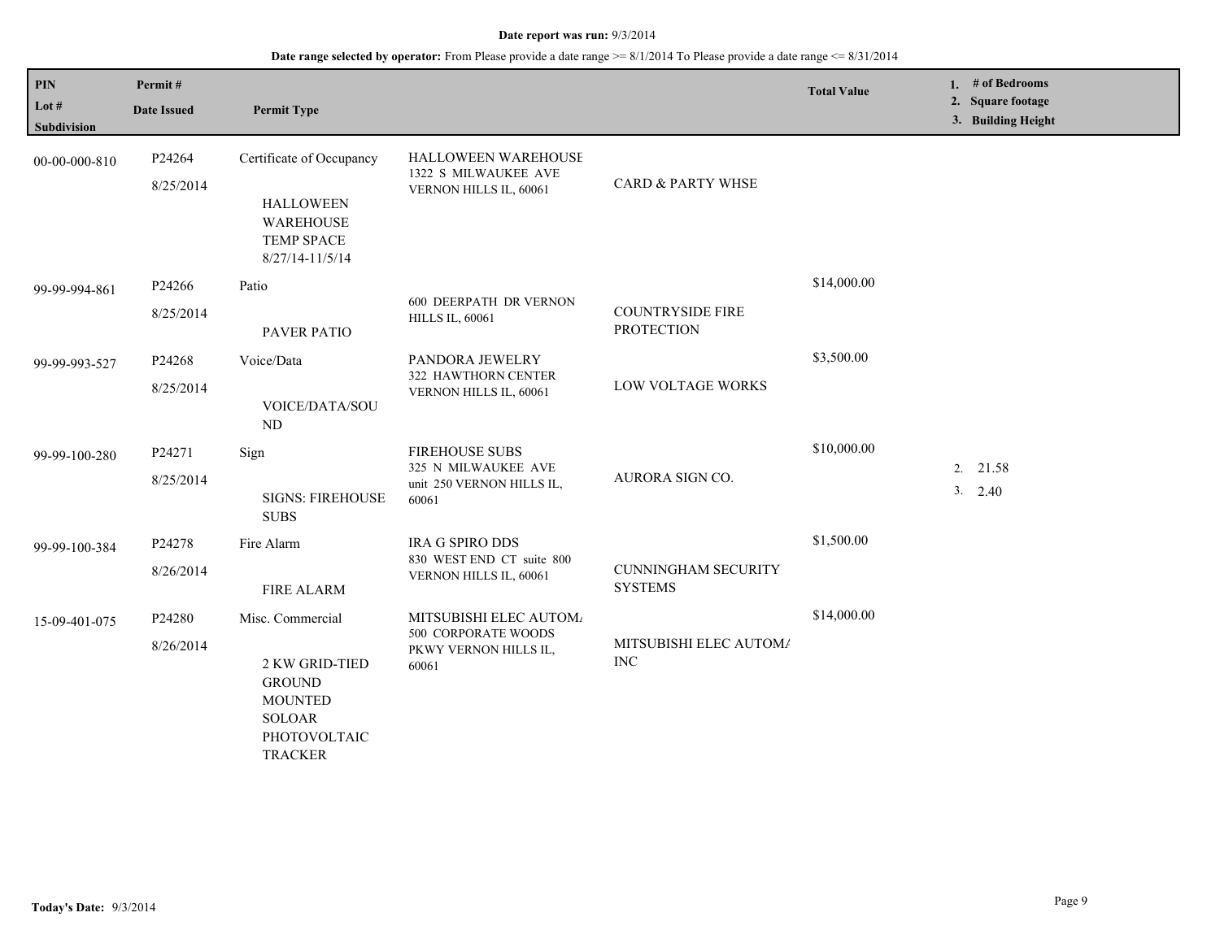**Date report was run:** 9/3/2014

**Date range selected by operator:** From Please provide a date range >= 8/1/2014 To Please provide a date range <= 8/31/2014

| PIN<br>Lot #<br>Subdivision | Permit #<br>Date Issued | Permit Type | | | Total Value | 1. # of Bedrooms<br>2. Square footage<br>3. Building Height |
|---|---|---|---|---|---|---|
| 00-00-000-810 | P24264<br>8/25/2014 | Certificate of Occupancy<br>HALLOWEEN WAREHOUSE TEMP SPACE 8/27/14-11/5/14 | HALLOWEEN WAREHOUSE<br>1322 S MILWAUKEE AVE VERNON HILLS IL, 60061 | CARD & PARTY WHSE | | |
| 99-99-994-861 | P24266<br>8/25/2014 | Patio<br>PAVER PATIO | 600 DEERPATH DR VERNON HILLS IL, 60061 | COUNTRYSIDE FIRE PROTECTION | $14,000.00 | |
| 99-99-993-527 | P24268<br>8/25/2014 | Voice/Data<br>VOICE/DATA/SOUND | PANDORA JEWELRY<br>322 HAWTHORN CENTER VERNON HILLS IL, 60061 | LOW VOLTAGE WORKS | $3,500.00 | |
| 99-99-100-280 | P24271<br>8/25/2014 | Sign<br>SIGNS: FIREHOUSE SUBS | FIREHOUSE SUBS<br>325 N MILWAUKEE AVE unit 250 VERNON HILLS IL, 60061 | AURORA SIGN CO. | $10,000.00 | 2. 21.58<br>3. 2.40 |
| 99-99-100-384 | P24278<br>8/26/2014 | Fire Alarm<br>FIRE ALARM | IRA G SPIRO DDS<br>830 WEST END CT suite 800 VERNON HILLS IL, 60061 | CUNNINGHAM SECURITY SYSTEMS | $1,500.00 | |
| 15-09-401-075 | P24280<br>8/26/2014 | Misc. Commercial<br>2 KW GRID-TIED GROUND MOUNTED SOLOAR PHOTOVOLTAIC TRACKER | MITSUBISHI ELEC AUTOM/<br>500 CORPORATE WOODS PKWY VERNON HILLS IL, 60061 | MITSUBISHI ELEC AUTOM/ INC | $14,000.00 | |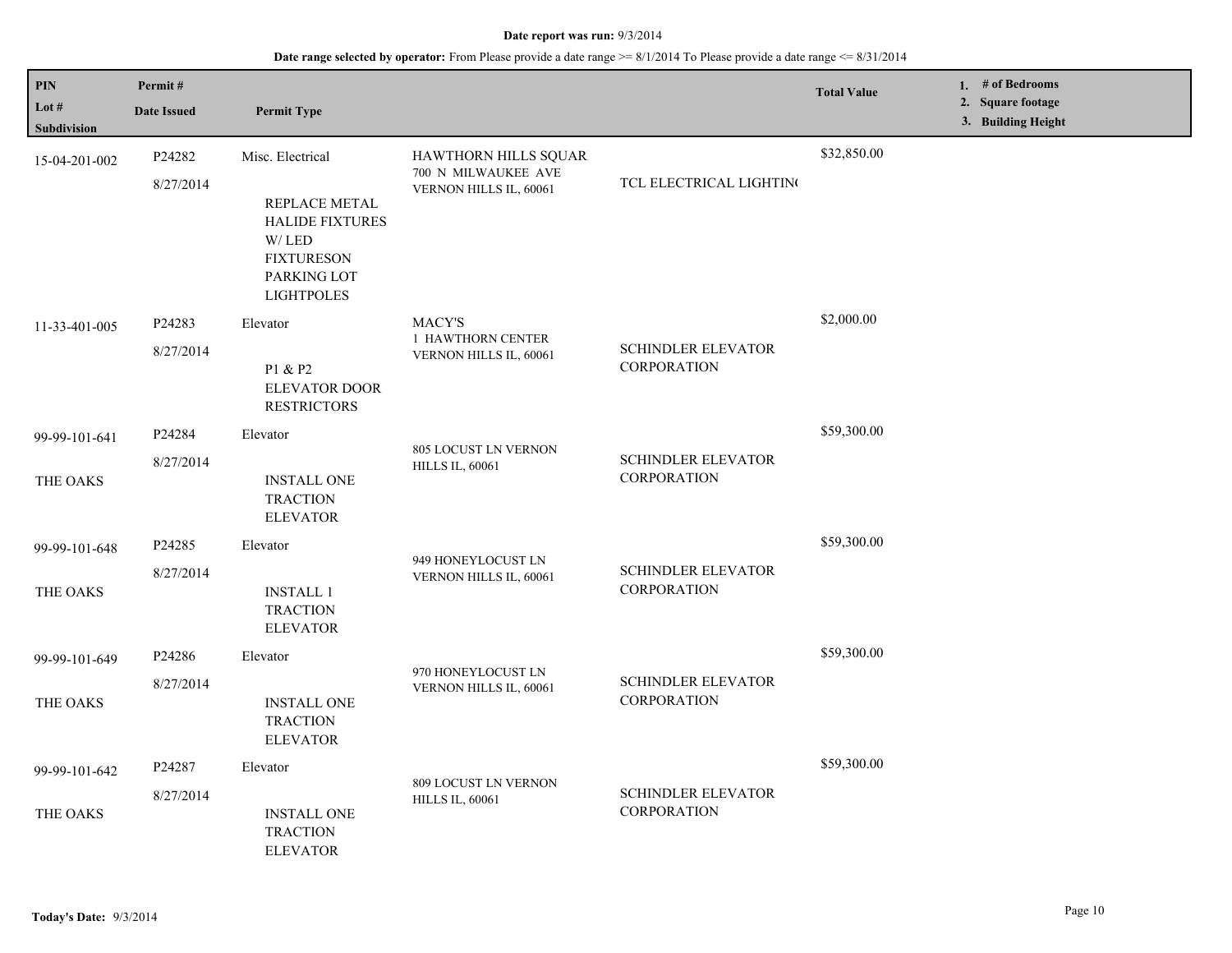**Date report was run:** 9/3/2014

**Date range selected by operator:** From Please provide a date range >= 8/1/2014 To Please provide a date range <= 8/31/2014

| PIN / Lot # / Subdivision | Permit # / Date Issued | Permit Type | | | Total Value | 1. # of Bedrooms 2. Square footage 3. Building Height |
|---|---|---|---|---|---|---|
| 15-04-201-002 | P24282 8/27/2014 | Misc. Electrical REPLACE METAL HALIDE FIXTURES W/ LED FIXTURESON PARKING LOT LIGHTPOLES | HAWTHORN HILLS SQUAR 700 N MILWAUKEE AVE VERNON HILLS IL, 60061 | TCL ELECTRICAL LIGHTIN( | $32,850.00 | |
| 11-33-401-005 | P24283 8/27/2014 | Elevator P1 & P2 ELEVATOR DOOR RESTRICTORS | MACY'S 1 HAWTHORN CENTER VERNON HILLS IL, 60061 | SCHINDLER ELEVATOR CORPORATION | $2,000.00 | |
| 99-99-101-641 THE OAKS | P24284 8/27/2014 | Elevator INSTALL ONE TRACTION ELEVATOR | 805 LOCUST LN VERNON HILLS IL, 60061 | SCHINDLER ELEVATOR CORPORATION | $59,300.00 | |
| 99-99-101-648 THE OAKS | P24285 8/27/2014 | Elevator INSTALL 1 TRACTION ELEVATOR | 949 HONEYLOCUST LN VERNON HILLS IL, 60061 | SCHINDLER ELEVATOR CORPORATION | $59,300.00 | |
| 99-99-101-649 THE OAKS | P24286 8/27/2014 | Elevator INSTALL ONE TRACTION ELEVATOR | 970 HONEYLOCUST LN VERNON HILLS IL, 60061 | SCHINDLER ELEVATOR CORPORATION | $59,300.00 | |
| 99-99-101-642 THE OAKS | P24287 8/27/2014 | Elevator INSTALL ONE TRACTION ELEVATOR | 809 LOCUST LN VERNON HILLS IL, 60061 | SCHINDLER ELEVATOR CORPORATION | $59,300.00 | |

**Today's Date:** 9/3/2014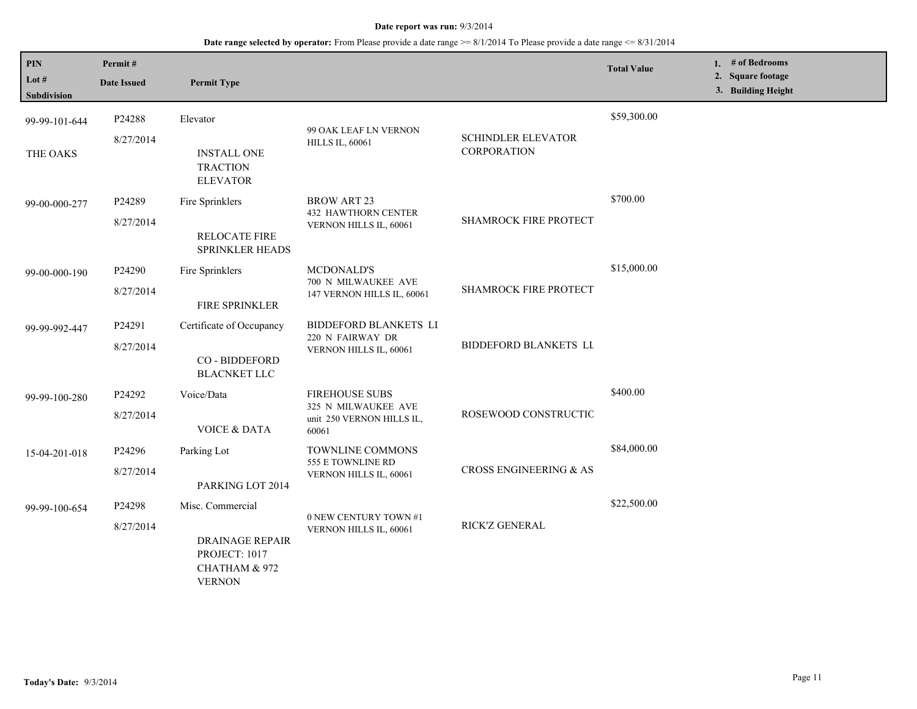**Date report was run:** 9/3/2014

**Date range selected by operator:** From Please provide a date range >= 8/1/2014 To Please provide a date range <= 8/31/2014

| PIN / Lot # / Subdivision | Permit # / Date Issued | Permit Type | | | Total Value | 1. # of Bedrooms 2. Square footage 3. Building Height |
|---|---|---|---|---|---|---|
| 99-99-101-644 THE OAKS | P24288 8/27/2014 | Elevator INSTALL ONE TRACTION ELEVATOR | 99 OAK LEAF LN VERNON HILLS IL, 60061 | SCHINDLER ELEVATOR CORPORATION | $59,300.00 | |
| 99-00-000-277 | P24289 8/27/2014 | Fire Sprinklers RELOCATE FIRE SPRINKLER HEADS | BROW ART 23 432 HAWTHORN CENTER VERNON HILLS IL, 60061 | SHAMROCK FIRE PROTECT | $700.00 | |
| 99-00-000-190 | P24290 8/27/2014 | Fire Sprinklers FIRE SPRINKLER | MCDONALD'S 700 N MILWAUKEE AVE 147 VERNON HILLS IL, 60061 | SHAMROCK FIRE PROTECT | $15,000.00 | |
| 99-99-992-447 | P24291 8/27/2014 | Certificate of Occupancy CO - BIDDEFORD BLACNKET LLC | BIDDEFORD BLANKETS LI 220 N FAIRWAY DR VERNON HILLS IL, 60061 | BIDDEFORD BLANKETS LI | | |
| 99-99-100-280 | P24292 8/27/2014 | Voice/Data VOICE & DATA | FIREHOUSE SUBS 325 N MILWAUKEE AVE unit 250 VERNON HILLS IL, 60061 | ROSEWOOD CONSTRUCTIC | $400.00 | |
| 15-04-201-018 | P24296 8/27/2014 | Parking Lot PARKING LOT 2014 | TOWNLINE COMMONS 555 E TOWNLINE RD VERNON HILLS IL, 60061 | CROSS ENGINEERING & AS | $84,000.00 | |
| 99-99-100-654 | P24298 8/27/2014 | Misc. Commercial DRAINAGE REPAIR PROJECT: 1017 CHATHAM & 972 VERNON | 0 NEW CENTURY TOWN #1 VERNON HILLS IL, 60061 | RICK'Z GENERAL | $22,500.00 | |

**Today's Date:** 9/3/2014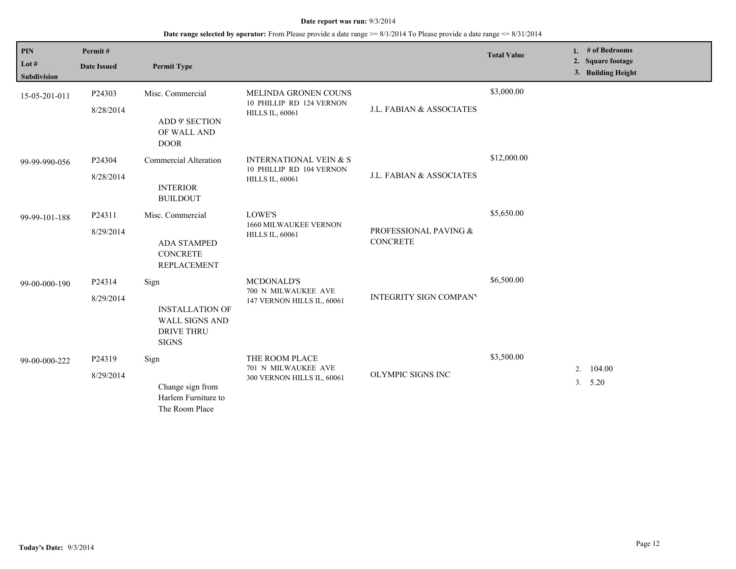**Date report was run:** 9/3/2014

**Date range selected by operator:** From Please provide a date range >= 8/1/2014 To Please provide a date range <= 8/31/2014

| PIN<br>Lot #<br>Subdivision | Permit #<br>Date Issued | Permit Type | | | Total Value | 1. # of Bedrooms<br>2. Square footage<br>3. Building Height |
|---|---|---|---|---|---|---|
| 15-05-201-011 | P24303<br>8/28/2014 | Misc. Commercial<br><br>ADD 9' SECTION OF WALL AND DOOR | MELINDA GRONEN COUNS<br>10 PHILLIP RD 124 VERNON HILLS IL, 60061 | J.L. FABIAN & ASSOCIATES | $3,000.00 | |
| 99-99-990-056 | P24304<br>8/28/2014 | Commercial Alteration<br><br>INTERIOR BUILDOUT | INTERNATIONAL VEIN & S<br>10 PHILLIP RD 104 VERNON HILLS IL, 60061 | J.L. FABIAN & ASSOCIATES | $12,000.00 | |
| 99-99-101-188 | P24311<br>8/29/2014 | Misc. Commercial<br><br>ADA STAMPED CONCRETE REPLACEMENT | LOWE'S<br>1660 MILWAUKEE VERNON HILLS IL, 60061 | PROFESSIONAL PAVING & CONCRETE | $5,650.00 | |
| 99-00-000-190 | P24314<br>8/29/2014 | Sign<br><br>INSTALLATION OF WALL SIGNS AND DRIVE THRU SIGNS | MCDONALD'S<br>700 N MILWAUKEE AVE 147 VERNON HILLS IL, 60061 | INTEGRITY SIGN COMPANY | $6,500.00 | |
| 99-00-000-222 | P24319<br>8/29/2014 | Sign<br><br>Change sign from Harlem Furniture to The Room Place | THE ROOM PLACE<br>701 N MILWAUKEE AVE 300 VERNON HILLS IL, 60061 | OLYMPIC SIGNS INC | $3,500.00 | 2. 104.00<br>3. 5.20 |

**Today's Date:** 9/3/2014